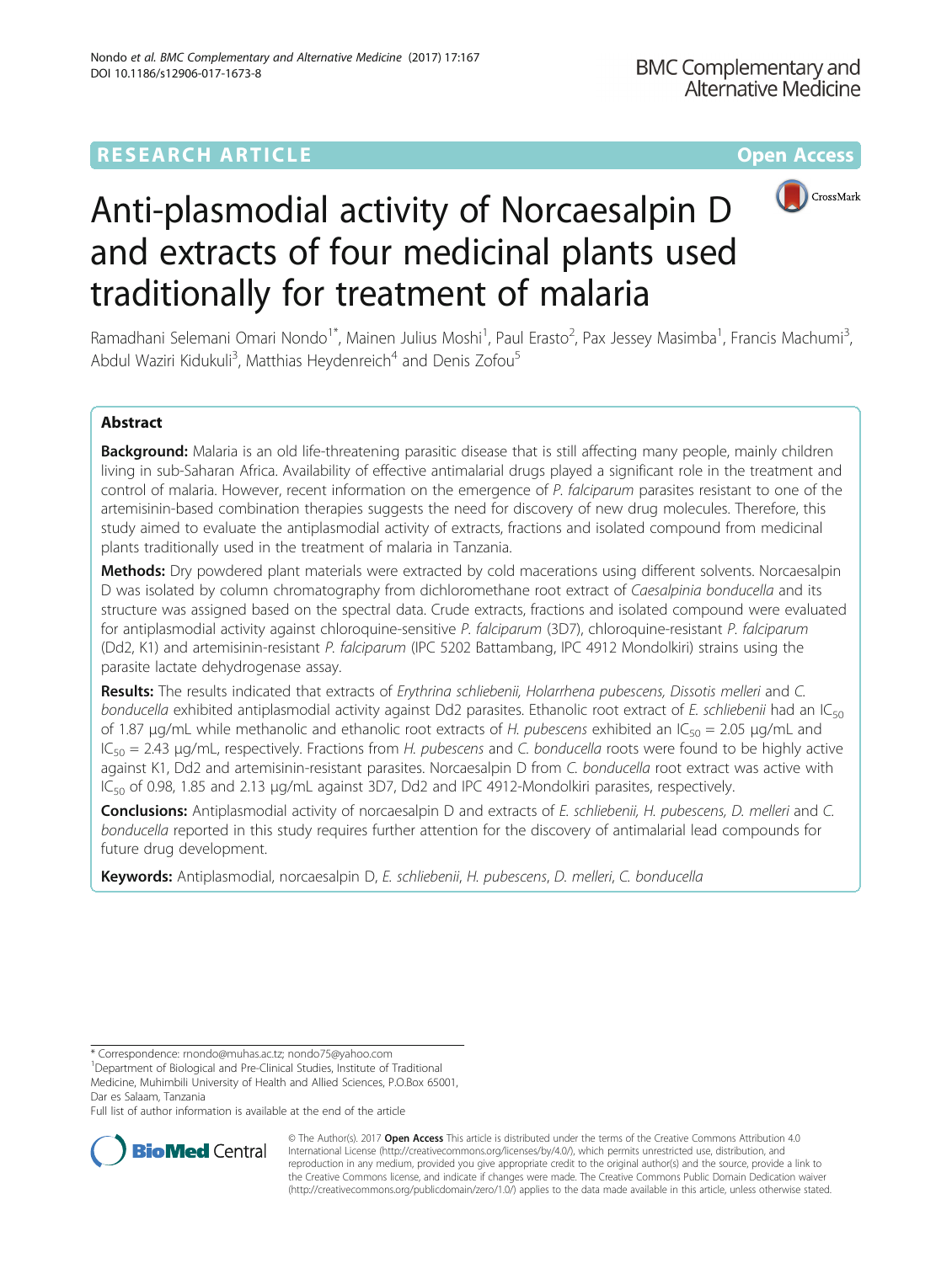RESEARCH ARTICLE

Open Access

# Anti-plasmodial activity of Norcaesalpin D and extracts of four medicinal plants used traditionally for treatment of malaria

Ramadhani Selemani Omari Nondo[1*], Mainen Julius Moshi[1], Paul Erasto[2], Pax Jessey Masimba[1], Francis Machumi[3], Abdul Waziri Kidukuli[3], Matthias Heydenreich[4] and Denis Zofou[5]

## Abstract

**Background:** Malaria is an old life-threatening parasitic disease that is still affecting many people, mainly children living in sub-Saharan Africa. Availability of effective antimalarial drugs played a significant role in the treatment and control of malaria. However, recent information on the emergence of *P. falciparum* parasites resistant to one of the artemisinin-based combination therapies suggests the need for discovery of new drug molecules. Therefore, this study aimed to evaluate the antiplasmodial activity of extracts, fractions and isolated compound from medicinal plants traditionally used in the treatment of malaria in Tanzania.

**Methods:** Dry powdered plant materials were extracted by cold macerations using different solvents. Norcaesalpin D was isolated by column chromatography from dichloromethane root extract of *Caesalpinia bonducella* and its structure was assigned based on the spectral data. Crude extracts, fractions and isolated compound were evaluated for antiplasmodial activity against chloroquine-sensitive *P. falciparum* (3D7), chloroquine-resistant *P. falciparum* (Dd2, K1) and artemisinin-resistant *P. falciparum* (IPC 5202 Battambang, IPC 4912 Mondolkiri) strains using the parasite lactate dehydrogenase assay.

**Results:** The results indicated that extracts of *Erythrina schliebenii, Holarrhena pubescens, Dissotis melleri* and *C. bonducella* exhibited antiplasmodial activity against Dd2 parasites. Ethanolic root extract of *E. schliebenii* had an $IC_{50}$ of 1.87 μg/mL while methanolic and ethanolic root extracts of *H. pubescens* exhibited an $IC_{50}$ = 2.05 μg/mL and $IC_{50}$ = 2.43 μg/mL, respectively. Fractions from *H. pubescens* and *C. bonducella* roots were found to be highly active against K1, Dd2 and artemisinin-resistant parasites. Norcaesalpin D from *C. bonducella* root extract was active with $IC_{50}$ of 0.98, 1.85 and 2.13 μg/mL against 3D7, Dd2 and IPC 4912-Mondolkiri parasites, respectively.

**Conclusions:** Antiplasmodial activity of norcaesalpin D and extracts of *E. schliebenii, H. pubescens, D. melleri* and *C. bonducella* reported in this study requires further attention for the discovery of antimalarial lead compounds for future drug development.

**Keywords:** Antiplasmodial, norcaesalpin D, *E. schliebenii*, *H. pubescens*, *D. melleri*, *C. bonducella*

\* Correspondence: rnondo@muhas.ac.tz; nondo75@yahoo.com
[1]Department of Biological and Pre-Clinical Studies, Institute of Traditional Medicine, Muhimbili University of Health and Allied Sciences, P.O.Box 65001, Dar es Salaam, Tanzania
Full list of author information is available at the end of the article

© The Author(s). 2017 **Open Access** This article is distributed under the terms of the Creative Commons Attribution 4.0 International License (http://creativecommons.org/licenses/by/4.0/), which permits unrestricted use, distribution, and reproduction in any medium, provided you give appropriate credit to the original author(s) and the source, provide a link to the Creative Commons license, and indicate if changes were made. The Creative Commons Public Domain Dedication waiver (http://creativecommons.org/publicdomain/zero/1.0/) applies to the data made available in this article, unless otherwise stated.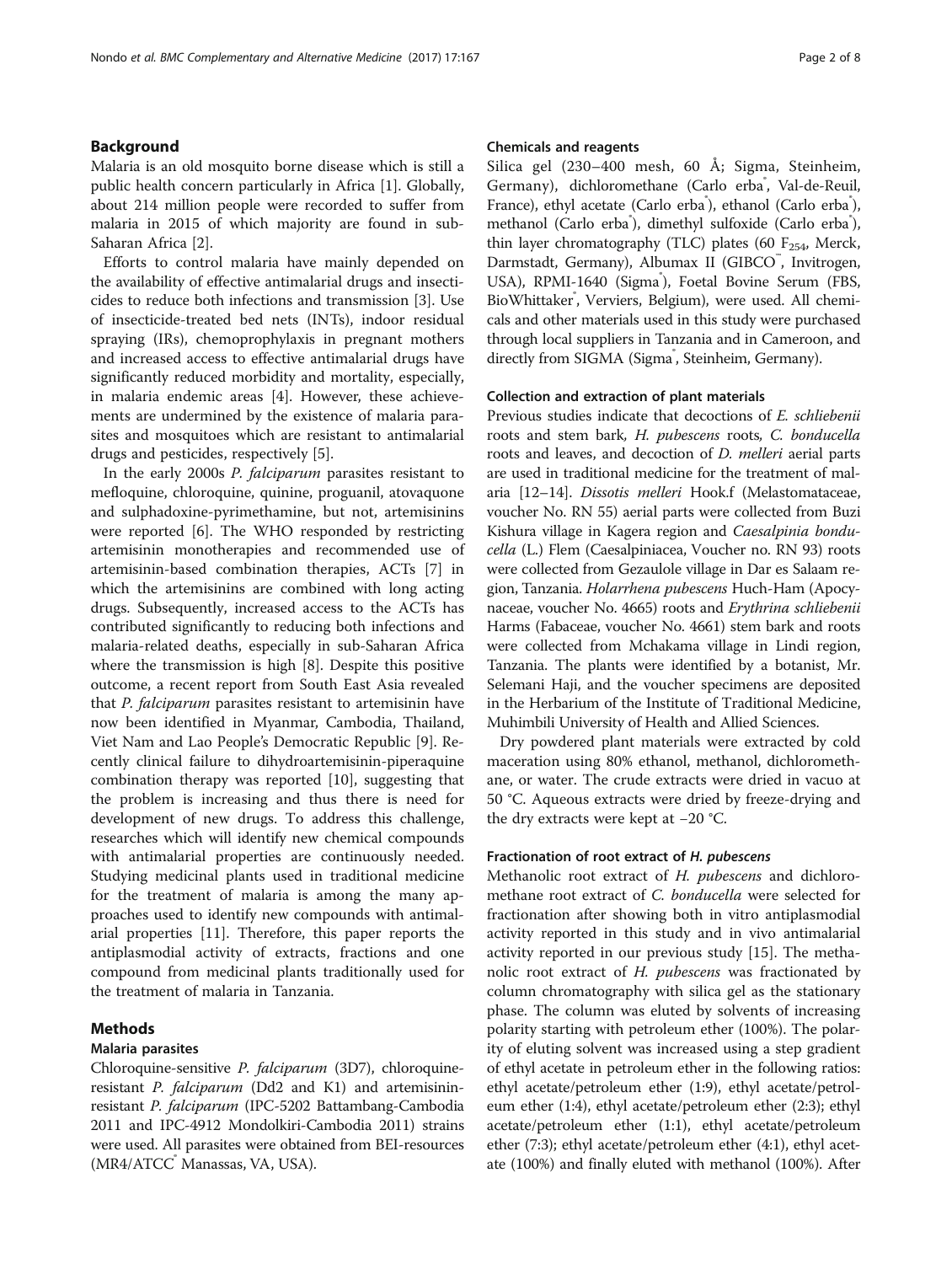## Background

Malaria is an old mosquito borne disease which is still a public health concern particularly in Africa [1]. Globally, about 214 million people were recorded to suffer from malaria in 2015 of which majority are found in sub-Saharan Africa [2].

Efforts to control malaria have mainly depended on the availability of effective antimalarial drugs and insecticides to reduce both infections and transmission [3]. Use of insecticide-treated bed nets (INTs), indoor residual spraying (IRs), chemoprophylaxis in pregnant mothers and increased access to effective antimalarial drugs have significantly reduced morbidity and mortality, especially, in malaria endemic areas [4]. However, these achievements are undermined by the existence of malaria parasites and mosquitoes which are resistant to antimalarial drugs and pesticides, respectively [5].

In the early 2000s *P. falciparum* parasites resistant to mefloquine, chloroquine, quinine, proguanil, atovaquone and sulphadoxine-pyrimethamine, but not, artemisinins were reported [6]. The WHO responded by restricting artemisinin monotherapies and recommended use of artemisinin-based combination therapies, ACTs [7] in which the artemisinins are combined with long acting drugs. Subsequently, increased access to the ACTs has contributed significantly to reducing both infections and malaria-related deaths, especially in sub-Saharan Africa where the transmission is high [8]. Despite this positive outcome, a recent report from South East Asia revealed that *P. falciparum* parasites resistant to artemisinin have now been identified in Myanmar, Cambodia, Thailand, Viet Nam and Lao People's Democratic Republic [9]. Recently clinical failure to dihydroartemisinin-piperaquine combination therapy was reported [10], suggesting that the problem is increasing and thus there is need for development of new drugs. To address this challenge, researches which will identify new chemical compounds with antimalarial properties are continuously needed. Studying medicinal plants used in traditional medicine for the treatment of malaria is among the many approaches used to identify new compounds with antimalarial properties [11]. Therefore, this paper reports the antiplasmodial activity of extracts, fractions and one compound from medicinal plants traditionally used for the treatment of malaria in Tanzania.

## Methods

### Malaria parasites

Chloroquine-sensitive *P. falciparum* (3D7), chloroquine-resistant *P. falciparum* (Dd2 and K1) and artemisinin-resistant *P. falciparum* (IPC-5202 Battambang-Cambodia 2011 and IPC-4912 Mondolkiri-Cambodia 2011) strains were used. All parasites were obtained from BEI-resources (MR4/ATCC® Manassas, VA, USA).

### Chemicals and reagents

Silica gel (230–400 mesh, 60 Å; Sigma, Steinheim, Germany), dichloromethane (Carlo erba®, Val-de-Reuil, France), ethyl acetate (Carlo erba®), ethanol (Carlo erba®), methanol (Carlo erba®), dimethyl sulfoxide (Carlo erba®), thin layer chromatography (TLC) plates (60 $F_{254}$, Merck, Darmstadt, Germany), Albumax II (GIBCO™, Invitrogen, USA), RPMI-1640 (Sigma®), Foetal Bovine Serum (FBS, BioWhittaker®, Verviers, Belgium), were used. All chemicals and other materials used in this study were purchased through local suppliers in Tanzania and in Cameroon, and directly from SIGMA (Sigma®, Steinheim, Germany).

### Collection and extraction of plant materials

Previous studies indicate that decoctions of *E. schliebenii* roots and stem bark, *H. pubescens* roots, *C. bonducella* roots and leaves, and decoction of *D. melleri* aerial parts are used in traditional medicine for the treatment of malaria [12–14]. *Dissotis melleri* Hook.f (Melastomataceae, voucher No. RN 55) aerial parts were collected from Buzi Kishura village in Kagera region and *Caesalpinia bonducella* (L.) Flem (Caesalpiniacea, Voucher no. RN 93) roots were collected from Gezaulole village in Dar es Salaam region, Tanzania. *Holarrhena pubescens* Huch-Ham (Apocynaceae, voucher No. 4665) roots and *Erythrina schliebenii* Harms (Fabaceae, voucher No. 4661) stem bark and roots were collected from Mchakama village in Lindi region, Tanzania. The plants were identified by a botanist, Mr. Selemani Haji, and the voucher specimens are deposited in the Herbarium of the Institute of Traditional Medicine, Muhimbili University of Health and Allied Sciences.

Dry powdered plant materials were extracted by cold maceration using 80% ethanol, methanol, dichloromethane, or water. The crude extracts were dried in vacuo at 50 °C. Aqueous extracts were dried by freeze-drying and the dry extracts were kept at −20 °C.

### Fractionation of root extract of *H. pubescens*

Methanolic root extract of *H. pubescens* and dichloromethane root extract of *C. bonducella* were selected for fractionation after showing both in vitro antiplasmodial activity reported in this study and in vivo antimalarial activity reported in our previous study [15]. The methanolic root extract of *H. pubescens* was fractionated by column chromatography with silica gel as the stationary phase. The column was eluted by solvents of increasing polarity starting with petroleum ether (100%). The polarity of eluting solvent was increased using a step gradient of ethyl acetate in petroleum ether in the following ratios: ethyl acetate/petroleum ether (1:9), ethyl acetate/petroleum ether (1:4), ethyl acetate/petroleum ether (2:3); ethyl acetate/petroleum ether (1:1), ethyl acetate/petroleum ether (7:3); ethyl acetate/petroleum ether (4:1), ethyl acetate (100%) and finally eluted with methanol (100%). After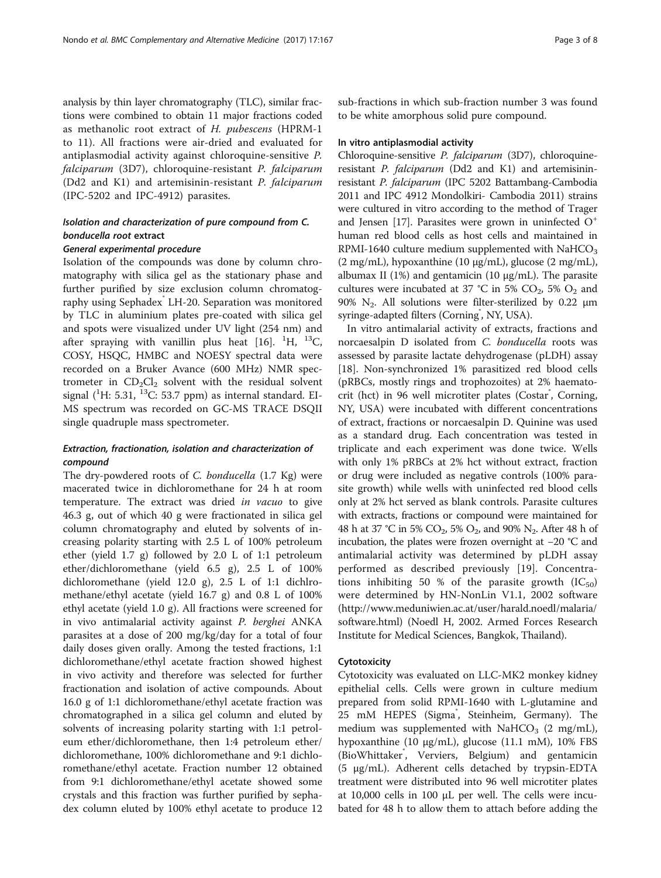analysis by thin layer chromatography (TLC), similar fractions were combined to obtain 11 major fractions coded as methanolic root extract of *H. pubescens* (HPRM-1 to 11). All fractions were air-dried and evaluated for antiplasmodial activity against chloroquine-sensitive *P. falciparum* (3D7), chloroquine-resistant *P. falciparum* (Dd2 and K1) and artemisinin-resistant *P. falciparum* (IPC-5202 and IPC-4912) parasites.

### Isolation and characterization of pure compound from *C. bonducella* root extract

#### General experimental procedure

Isolation of the compounds was done by column chromatography with silica gel as the stationary phase and further purified by size exclusion column chromatography using Sephadex® LH-20. Separation was monitored by TLC in aluminium plates pre-coated with silica gel and spots were visualized under UV light (254 nm) and after spraying with vanillin plus heat [16]. $^{1}H$, $^{13}C$, COSY, HSQC, HMBC and NOESY spectral data were recorded on a Bruker Avance (600 MHz) NMR spectrometer in $CD_2Cl_2$ solvent with the residual solvent signal ($^{1}H$: 5.31, $^{13}C$: 53.7 ppm) as internal standard. EI-MS spectrum was recorded on GC-MS TRACE DSQII single quadruple mass spectrometer.

### Extraction, fractionation, isolation and characterization of compound

The dry-powdered roots of *C. bonducella* (1.7 Kg) were macerated twice in dichloromethane for 24 h at room temperature. The extract was dried *in vacuo* to give 46.3 g, out of which 40 g were fractionated in silica gel column chromatography and eluted by solvents of increasing polarity starting with 2.5 L of 100% petroleum ether (yield 1.7 g) followed by 2.0 L of 1:1 petroleum ether/dichloromethane (yield 6.5 g), 2.5 L of 100% dichloromethane (yield 12.0 g), 2.5 L of 1:1 dichlromethane/ethyl acetate (yield 16.7 g) and 0.8 L of 100% ethyl acetate (yield 1.0 g). All fractions were screened for in vivo antimalarial activity against *P. berghei* ANKA parasites at a dose of 200 mg/kg/day for a total of four daily doses given orally. Among the tested fractions, 1:1 dichloromethane/ethyl acetate fraction showed highest in vivo activity and therefore was selected for further fractionation and isolation of active compounds. About 16.0 g of 1:1 dichloromethane/ethyl acetate fraction was chromatographed in a silica gel column and eluted by solvents of increasing polarity starting with 1:1 petroleum ether/dichloromethane, then 1:4 petroleum ether/dichloromethane, 100% dichloromethane and 9:1 dichloromethane/ethyl acetate. Fraction number 12 obtained from 9:1 dichloromethane/ethyl acetate showed some crystals and this fraction was further purified by sephadex column eluted by 100% ethyl acetate to produce 12 sub-fractions in which sub-fraction number 3 was found to be white amorphous solid pure compound.

### In vitro antiplasmodial activity

Chloroquine-sensitive *P. falciparum* (3D7), chloroquine-resistant *P. falciparum* (Dd2 and K1) and artemisinin-resistant *P. falciparum* (IPC 5202 Battambang-Cambodia 2011 and IPC 4912 Mondolkiri- Cambodia 2011) strains were cultured in vitro according to the method of Trager and Jensen [17]. Parasites were grown in uninfected $O^{+}$ human red blood cells as host cells and maintained in RPMI-1640 culture medium supplemented with $NaHCO_3$ (2 mg/mL), hypoxanthine (10 μg/mL), glucose (2 mg/mL), albumax II (1%) and gentamicin (10 μg/mL). The parasite cultures were incubated at 37 °C in 5% $CO_2$, 5% $O_2$ and 90% $N_2$. All solutions were filter-sterilized by 0.22 μm syringe-adapted filters (Corning®, NY, USA).

In vitro antimalarial activity of extracts, fractions and norcaesalpin D isolated from *C. bonducella* roots was assessed by parasite lactate dehydrogenase (pLDH) assay [18]. Non-synchronized 1% parasitized red blood cells (pRBCs, mostly rings and trophozoites) at 2% haematocrit (hct) in 96 well microtiter plates (Costar®, Corning, NY, USA) were incubated with different concentrations of extract, fractions or norcaesalpin D. Quinine was used as a standard drug. Each concentration was tested in triplicate and each experiment was done twice. Wells with only 1% pRBCs at 2% hct without extract, fraction or drug were included as negative controls (100% parasite growth) while wells with uninfected red blood cells only at 2% hct served as blank controls. Parasite cultures with extracts, fractions or compound were maintained for 48 h at 37 °C in 5% $CO_2$, 5% $O_2$, and 90% $N_2$. After 48 h of incubation, the plates were frozen overnight at −20 °C and antimalarial activity was determined by pLDH assay performed as described previously [19]. Concentrations inhibiting 50 % of the parasite growth ($IC_{50}$) were determined by HN-NonLin V1.1, 2002 software (http://www.meduniwien.ac.at/user/harald.noedl/malaria/software.html) (Noedl H, 2002. Armed Forces Research Institute for Medical Sciences, Bangkok, Thailand).

### Cytotoxicity

Cytotoxicity was evaluated on LLC-MK2 monkey kidney epithelial cells. Cells were grown in culture medium prepared from solid RPMI-1640 with L-glutamine and 25 mM HEPES (Sigma®, Steinheim, Germany). The medium was supplemented with $NaHCO_3$ (2 mg/mL), hypoxanthine (10 μg/mL), glucose (11.1 mM), 10% FBS (BioWhittaker®, Verviers, Belgium) and gentamicin (5 μg/mL). Adherent cells detached by trypsin-EDTA treatment were distributed into 96 well microtiter plates at 10,000 cells in 100 μL per well. The cells were incubated for 48 h to allow them to attach before adding the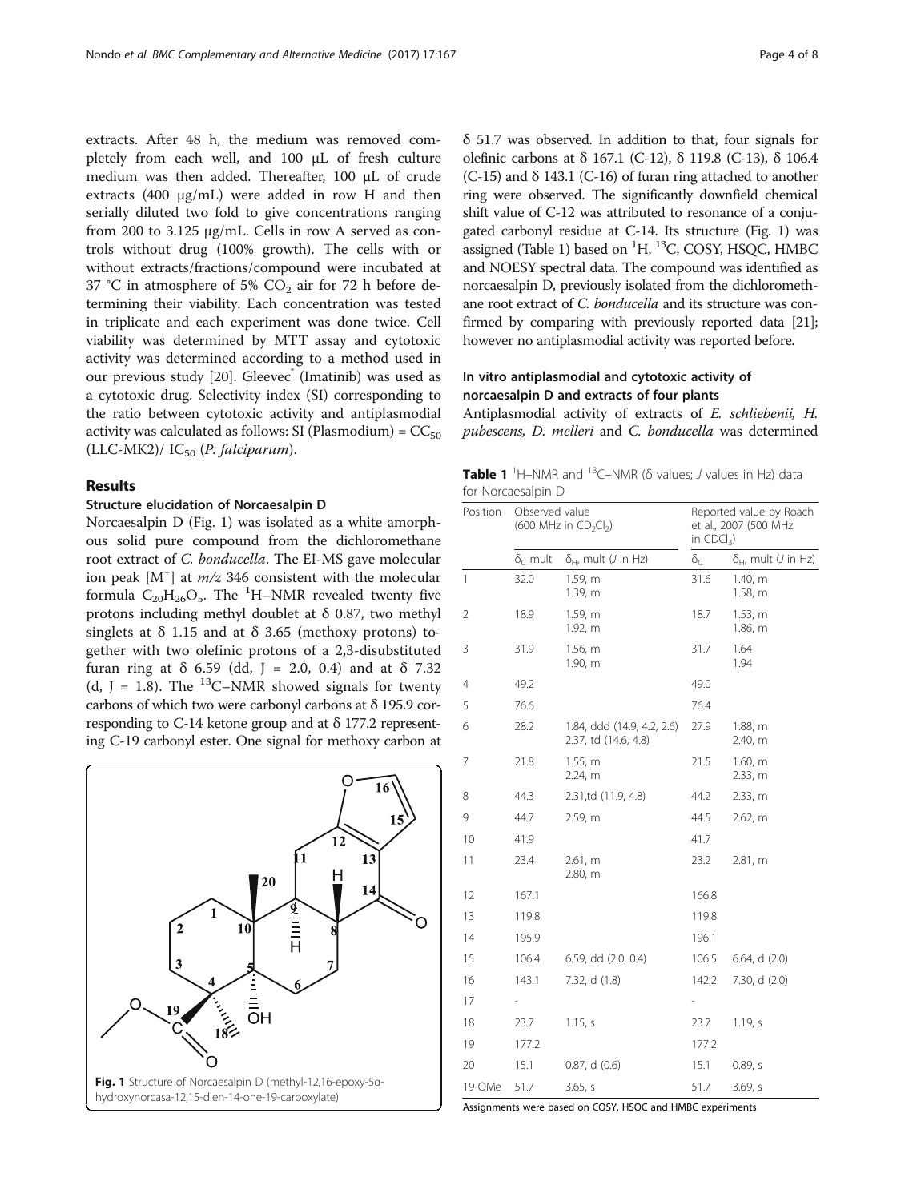extracts. After 48 h, the medium was removed completely from each well, and 100 μL of fresh culture medium was then added. Thereafter, 100 μL of crude extracts (400 μg/mL) were added in row H and then serially diluted two fold to give concentrations ranging from 200 to 3.125 μg/mL. Cells in row A served as controls without drug (100% growth). The cells with or without extracts/fractions/compound were incubated at 37 °C in atmosphere of 5% $CO_2$ air for 72 h before determining their viability. Each concentration was tested in triplicate and each experiment was done twice. Cell viability was determined by MTT assay and cytotoxic activity was determined according to a method used in our previous study [20]. Gleevec® (Imatinib) was used as a cytotoxic drug. Selectivity index (SI) corresponding to the ratio between cytotoxic activity and antiplasmodial activity was calculated as follows: SI (Plasmodium) = $CC_{50}$ (LLC-MK2)/ $IC_{50}$ (*P. falciparum*).

## Results

### Structure elucidation of Norcaesalpin D

Norcaesalpin D (Fig. 1) was isolated as a white amorphous solid pure compound from the dichloromethane root extract of *C. bonducella*. The EI-MS gave molecular ion peak $[M^+]$ at *m/z* 346 consistent with the molecular formula $C_{20}H_{26}O_5$. The $^1$H–NMR revealed twenty five protons including methyl doublet at δ 0.87, two methyl singlets at δ 1.15 and at δ 3.65 (methoxy protons) together with two olefinic protons of a 2,3-disubstituted furan ring at δ 6.59 (dd, J = 2.0, 0.4) and at δ 7.32 (d, J = 1.8). The $^{13}$C–NMR showed signals for twenty carbons of which two were carbonyl carbons at δ 195.9 corresponding to C-14 ketone group and at δ 177.2 representing C-19 carbonyl ester. One signal for methoxy carbon at δ 51.7 was observed. In addition to that, four signals for olefinic carbons at δ 167.1 (C-12), δ 119.8 (C-13), δ 106.4 (C-15) and δ 143.1 (C-16) of furan ring attached to another ring were observed. The significantly downfield chemical shift value of C-12 was attributed to resonance of a conjugated carbonyl residue at C-14. Its structure (Fig. 1) was assigned (Table 1) based on $^1$H, $^{13}$C, COSY, HSQC, HMBC and NOESY spectral data. The compound was identified as norcaesalpin D, previously isolated from the dichloromethane root extract of *C. bonducella* and its structure was confirmed by comparing with previously reported data [21]; however no antiplasmodial activity was reported before.

Fig. 1 Structure of Norcaesalpin D (methyl-12,16-epoxy-5α-hydroxynorcasa-12,15-dien-14-one-19-carboxylate)

### In vitro antiplasmodial and cytotoxic activity of norcaesalpin D and extracts of four plants

Antiplasmodial activity of extracts of *E. schliebenii*, *H. pubescens*, *D. melleri* and *C. bonducella* was determined

**Table 1** $^1$H–NMR and $^{13}$C–NMR (δ values; *J* values in Hz) data for Norcaesalpin D

| Position | Observed value (600 MHz in $CD_2Cl_2$) | | Reported value by Roach et al., 2007 (500 MHz in $CDCl_3$) | |
|---|---|---|---|---|
| | $\delta_C$ mult | $\delta_H$, mult (*J* in Hz) | $\delta_C$ | $\delta_H$, mult (*J* in Hz) |
| 1 | 32.0 | 1.59, m<br>1.39, m | 31.6 | 1.40, m<br>1.58, m |
| 2 | 18.9 | 1.59, m<br>1.92, m | 18.7 | 1.53, m<br>1.86, m |
| 3 | 31.9 | 1.56, m<br>1.90, m | 31.7 | 1.64<br>1.94 |
| 4 | 49.2 | | 49.0 | |
| 5 | 76.6 | | 76.4 | |
| 6 | 28.2 | 1.84, ddd (14.9, 4.2, 2.6)<br>2.37, td (14.6, 4.8) | 27.9 | 1.88, m<br>2.40, m |
| 7 | 21.8 | 1.55, m<br>2.24, m | 21.5 | 1.60, m<br>2.33, m |
| 8 | 44.3 | 2.31,td (11.9, 4.8) | 44.2 | 2.33, m |
| 9 | 44.7 | 2.59, m | 44.5 | 2.62, m |
| 10 | 41.9 | | 41.7 | |
| 11 | 23.4 | 2.61, m<br>2.80, m | 23.2 | 2.81, m |
| 12 | 167.1 | | 166.8 | |
| 13 | 119.8 | | 119.8 | |
| 14 | 195.9 | | 196.1 | |
| 15 | 106.4 | 6.59, dd (2.0, 0.4) | 106.5 | 6.64, d (2.0) |
| 16 | 143.1 | 7.32, d (1.8) | 142.2 | 7.30, d (2.0) |
| 17 | - | | - | |
| 18 | 23.7 | 1.15, s | 23.7 | 1.19, s |
| 19 | 177.2 | | 177.2 | |
| 20 | 15.1 | 0.87, d (0.6) | 15.1 | 0.89, s |
| 19-OMe | 51.7 | 3.65, s | 51.7 | 3.69, s |

Assignments were based on COSY, HSQC and HMBC experiments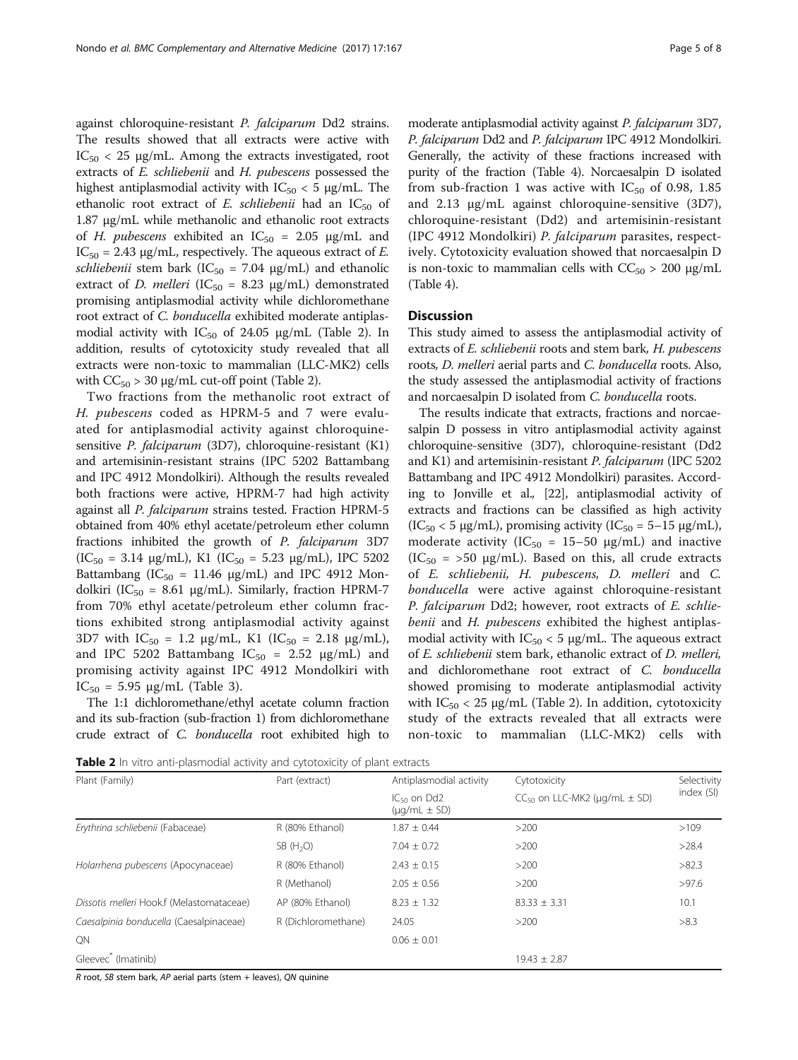against chloroquine-resistant *P. falciparum* Dd2 strains. The results showed that all extracts were active with $IC_{50}$ < 25 μg/mL. Among the extracts investigated, root extracts of *E. schliebenii* and *H. pubescens* possessed the highest antiplasmodial activity with $IC_{50}$ < 5 μg/mL. The ethanolic root extract of *E. schliebenii* had an $IC_{50}$ of 1.87 μg/mL while methanolic and ethanolic root extracts of *H. pubescens* exhibited an $IC_{50}$ = 2.05 μg/mL and $IC_{50}$ = 2.43 μg/mL, respectively. The aqueous extract of *E. schliebenii* stem bark ($IC_{50}$ = 7.04 μg/mL) and ethanolic extract of *D. melleri* ($IC_{50}$ = 8.23 μg/mL) demonstrated promising antiplasmodial activity while dichloromethane root extract of *C. bonducella* exhibited moderate antiplasmodial activity with $IC_{50}$ of 24.05 μg/mL (Table 2). In addition, results of cytotoxicity study revealed that all extracts were non-toxic to mammalian (LLC-MK2) cells with $CC_{50}$ > 30 μg/mL cut-off point (Table 2).

Two fractions from the methanolic root extract of *H. pubescens* coded as HPRM-5 and 7 were evaluated for antiplasmodial activity against chloroquine-sensitive *P. falciparum* (3D7), chloroquine-resistant (K1) and artemisinin-resistant strains (IPC 5202 Battambang and IPC 4912 Mondolkiri). Although the results revealed both fractions were active, HPRM-7 had high activity against all *P. falciparum* strains tested. Fraction HPRM-5 obtained from 40% ethyl acetate/petroleum ether column fractions inhibited the growth of *P. falciparum* 3D7 ($IC_{50}$ = 3.14 μg/mL), K1 ($IC_{50}$ = 5.23 μg/mL), IPC 5202 Battambang ($IC_{50}$ = 11.46 μg/mL) and IPC 4912 Mondolkiri ($IC_{50}$ = 8.61 μg/mL). Similarly, fraction HPRM-7 from 70% ethyl acetate/petroleum ether column fractions exhibited strong antiplasmodial activity against 3D7 with $IC_{50}$ = 1.2 μg/mL, K1 ($IC_{50}$ = 2.18 μg/mL), and IPC 5202 Battambang $IC_{50}$ = 2.52 μg/mL) and promising activity against IPC 4912 Mondolkiri with $IC_{50}$ = 5.95 μg/mL (Table 3).

The 1:1 dichloromethane/ethyl acetate column fraction and its sub-fraction (sub-fraction 1) from dichloromethane crude extract of *C. bonducella* root exhibited high to moderate antiplasmodial activity against *P. falciparum* 3D7, *P. falciparum* Dd2 and *P. falciparum* IPC 4912 Mondolkiri. Generally, the activity of these fractions increased with purity of the fraction (Table 4). Norcaesalpin D isolated from sub-fraction 1 was active with $IC_{50}$ of 0.98, 1.85 and 2.13 μg/mL against chloroquine-sensitive (3D7), chloroquine-resistant (Dd2) and artemisinin-resistant (IPC 4912 Mondolkiri) *P. falciparum* parasites, respectively. Cytotoxicity evaluation showed that norcaesalpin D is non-toxic to mammalian cells with $CC_{50}$ > 200 μg/mL (Table 4).

## Discussion

This study aimed to assess the antiplasmodial activity of extracts of *E. schliebenii* roots and stem bark, *H. pubescens* roots, *D. melleri* aerial parts and *C. bonducella* roots. Also, the study assessed the antiplasmodial activity of fractions and norcaesalpin D isolated from *C. bonducella* roots.

The results indicate that extracts, fractions and norcaesalpin D possess in vitro antiplasmodial activity against chloroquine-sensitive (3D7), chloroquine-resistant (Dd2 and K1) and artemisinin-resistant *P. falciparum* (IPC 5202 Battambang and IPC 4912 Mondolkiri) parasites. According to Jonville et al., [22], antiplasmodial activity of extracts and fractions can be classified as high activity ($IC_{50}$ < 5 μg/mL), promising activity ($IC_{50}$ = 5–15 μg/mL), moderate activity ($IC_{50}$ = 15–50 μg/mL) and inactive ($IC_{50}$ = >50 μg/mL). Based on this, all crude extracts of *E. schliebenii, H. pubescens, D. melleri* and *C. bonducella* were active against chloroquine-resistant *P. falciparum* Dd2; however, root extracts of *E. schliebenii* and *H. pubescens* exhibited the highest antiplasmodial activity with $IC_{50}$ < 5 μg/mL. The aqueous extract of *E. schliebenii* stem bark, ethanolic extract of *D. melleri,* and dichloromethane root extract of *C. bonducella* showed promising to moderate antiplasmodial activity with $IC_{50}$ < 25 μg/mL (Table 2). In addition, cytotoxicity study of the extracts revealed that all extracts were non-toxic to mammalian (LLC-MK2) cells with

**Table 2** In vitro anti-plasmodial activity and cytotoxicity of plant extracts

| Plant (Family) | Part (extract) | Antiplasmodial activity | Cytotoxicity | Selectivity index (SI) |
|---|---|---|---|---|
| | | $IC_{50}$ on Dd2 (μg/mL ± SD) | $CC_{50}$ on LLC-MK2 (μg/mL ± SD) | |
| *Erythrina schliebenii* (Fabaceae) | R (80% Ethanol) | 1.87 ± 0.44 | >200 | >109 |
| | SB ($H_2O$) | 7.04 ± 0.72 | >200 | >28.4 |
| *Holarrhena pubescens* (Apocynaceae) | R (80% Ethanol) | 2.43 ± 0.15 | >200 | >82.3 |
| | R (Methanol) | 2.05 ± 0.56 | >200 | >97.6 |
| *Dissotis melleri* Hook.f (Melastomataceae) | AP (80% Ethanol) | 8.23 ± 1.32 | 83.33 ± 3.31 | 10.1 |
| *Caesalpinia bonducella* (Caesalpinaceae) | R (Dichloromethane) | 24.05 | >200 | >8.3 |
| QN | | 0.06 ± 0.01 | | |
| Gleevec® (Imatinib) | | | 19.43 ± 2.87 | |

*R* root, *SB* stem bark, *AP* aerial parts (stem + leaves), *QN* quinine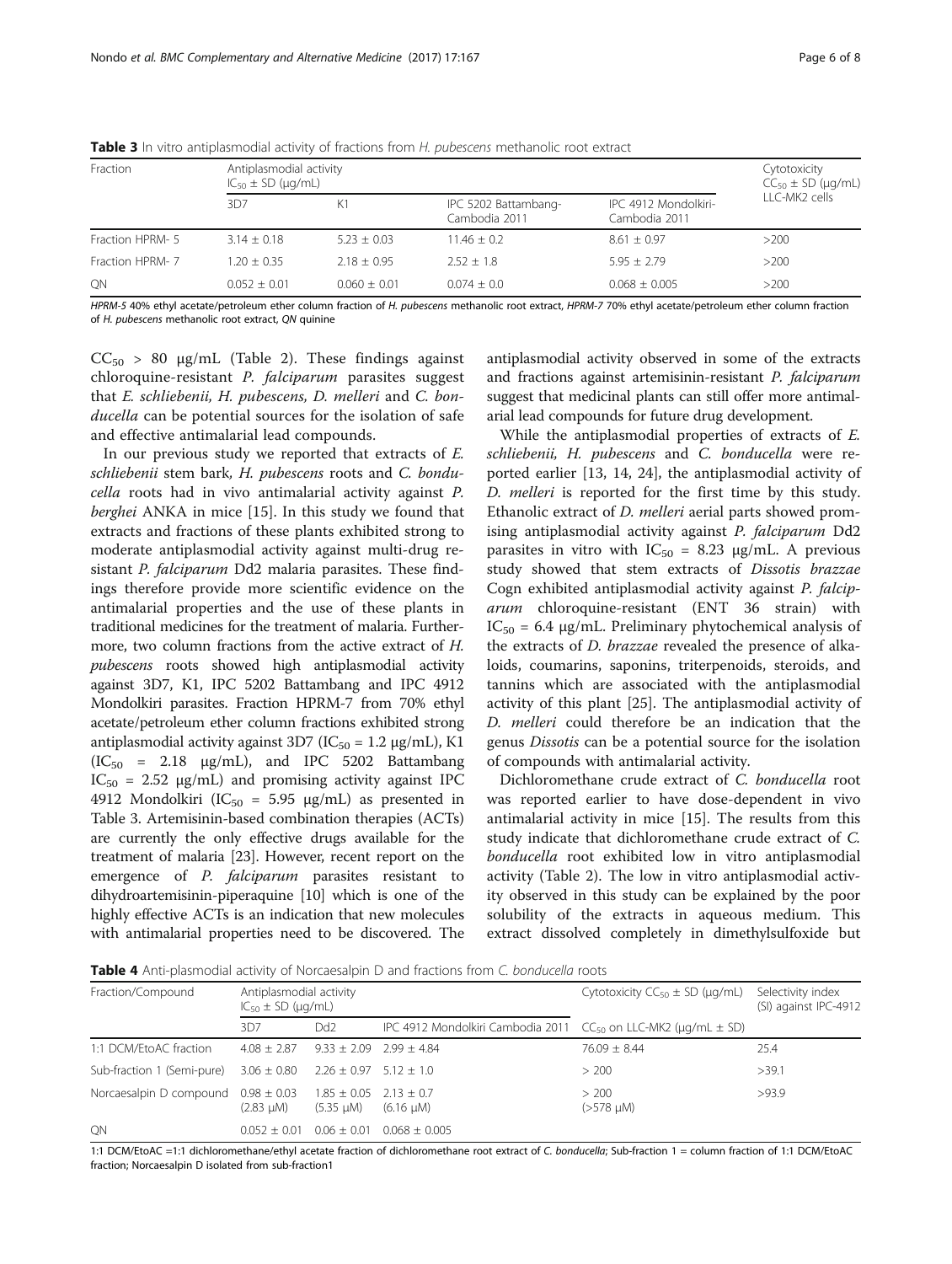**Table 3** In vitro antiplasmodial activity of fractions from *H. pubescens* methanolic root extract

| Fraction | Antiplasmodial activity $IC_{50} \pm SD$ (μg/mL) | | | | Cytotoxicity $CC_{50} \pm SD$ (μg/mL) |
|---|---|---|---|---|---|
| | 3D7 | K1 | IPC 5202 Battambang-Cambodia 2011 | IPC 4912 Mondolkiri-Cambodia 2011 | LLC-MK2 cells |
| Fraction HPRM- 5 | 3.14 ± 0.18 | 5.23 ± 0.03 | 11.46 ± 0.2 | 8.61 ± 0.97 | >200 |
| Fraction HPRM- 7 | 1.20 ± 0.35 | 2.18 ± 0.95 | 2.52 ± 1.8 | 5.95 ± 2.79 | >200 |
| QN | 0.052 ± 0.01 | 0.060 ± 0.01 | 0.074 ± 0.0 | 0.068 ± 0.005 | >200 |

*HPRM-5* 40% ethyl acetate/petroleum ether column fraction of *H. pubescens* methanolic root extract, *HPRM-7* 70% ethyl acetate/petroleum ether column fraction of *H. pubescens* methanolic root extract, *QN* quinine

$CC_{50}$ > 80 μg/mL (Table 2). These findings against chloroquine-resistant *P. falciparum* parasites suggest that *E. schliebenii*, *H. pubescens*, *D. melleri* and *C. bonducella* can be potential sources for the isolation of safe and effective antimalarial lead compounds.

In our previous study we reported that extracts of *E. schliebenii* stem bark, *H. pubescens* roots and *C. bonducella* roots had in vivo antimalarial activity against *P. berghei* ANKA in mice [15]. In this study we found that extracts and fractions of these plants exhibited strong to moderate antiplasmodial activity against multi-drug resistant *P. falciparum* Dd2 malaria parasites. These findings therefore provide more scientific evidence on the antimalarial properties and the use of these plants in traditional medicines for the treatment of malaria. Furthermore, two column fractions from the active extract of *H. pubescens* roots showed high antiplasmodial activity against 3D7, K1, IPC 5202 Battambang and IPC 4912 Mondolkiri parasites. Fraction HPRM-7 from 70% ethyl acetate/petroleum ether column fractions exhibited strong antiplasmodial activity against 3D7 ($IC_{50}$ = 1.2 μg/mL), K1 ($IC_{50}$ = 2.18 μg/mL), and IPC 5202 Battambang $IC_{50}$ = 2.52 μg/mL) and promising activity against IPC 4912 Mondolkiri ($IC_{50}$ = 5.95 μg/mL) as presented in Table 3. Artemisinin-based combination therapies (ACTs) are currently the only effective drugs available for the treatment of malaria [23]. However, recent report on the emergence of *P. falciparum* parasites resistant to dihydroartemisinin-piperaquine [10] which is one of the highly effective ACTs is an indication that new molecules with antimalarial properties need to be discovered. The antiplasmodial activity observed in some of the extracts and fractions against artemisinin-resistant *P. falciparum* suggest that medicinal plants can still offer more antimalarial lead compounds for future drug development.

While the antiplasmodial properties of extracts of *E. schliebenii*, *H. pubescens* and *C. bonducella* were reported earlier [13, 14, 24], the antiplasmodial activity of *D. melleri* is reported for the first time by this study. Ethanolic extract of *D. melleri* aerial parts showed promising antiplasmodial activity against *P. falciparum* Dd2 parasites in vitro with $IC_{50}$ = 8.23 μg/mL. A previous study showed that stem extracts of *Dissotis brazzae* Cogn exhibited antiplasmodial activity against *P. falciparum* chloroquine-resistant (ENT 36 strain) with $IC_{50}$ = 6.4 μg/mL. Preliminary phytochemical analysis of the extracts of *D. brazzae* revealed the presence of alkaloids, coumarins, saponins, triterpenoids, steroids, and tannins which are associated with the antiplasmodial activity of this plant [25]. The antiplasmodial activity of *D. melleri* could therefore be an indication that the genus *Dissotis* can be a potential source for the isolation of compounds with antimalarial activity.

Dichloromethane crude extract of *C. bonducella* root was reported earlier to have dose-dependent in vivo antimalarial activity in mice [15]. The results from this study indicate that dichloromethane crude extract of *C. bonducella* root exhibited low in vitro antiplasmodial activity (Table 2). The low in vitro antiplasmodial activity observed in this study can be explained by the poor solubility of the extracts in aqueous medium. This extract dissolved completely in dimethylsulfoxide but

**Table 4** Anti-plasmodial activity of Norcaesalpin D and fractions from *C. bonducella* roots

| Fraction/Compound | Antiplasmodial activity $IC_{50} \pm SD$ (μg/mL) | | | Cytotoxicity $CC_{50} \pm SD$ (μg/mL) | Selectivity index (SI) against IPC-4912 |
|---|---|---|---|---|---|
| | 3D7 | Dd2 | IPC 4912 Mondolkiri Cambodia 2011 | $CC_{50}$ on LLC-MK2 (μg/mL ± SD) | |
| 1:1 DCM/EtoAC fraction | 4.08 ± 2.87 | 9.33 ± 2.09 | 2.99 ± 4.84 | 76.09 ± 8.44 | 25.4 |
| Sub-fraction 1 (Semi-pure) | 3.06 ± 0.80 | 2.26 ± 0.97 | 5.12 ± 1.0 | > 200 | >39.1 |
| Norcaesalpin D compound | 0.98 ± 0.03 (2.83 μM) | 1.85 ± 0.05 (5.35 μM) | 2.13 ± 0.7 (6.16 μM) | > 200 (>578 μM) | >93.9 |
| QN | 0.052 ± 0.01 | 0.06 ± 0.01 | 0.068 ± 0.005 | | |

1:1 DCM/EtoAC =1:1 dichloromethane/ethyl acetate fraction of dichloromethane root extract of *C. bonducella*; Sub-fraction 1 = column fraction of 1:1 DCM/EtoAC fraction; Norcaesalpin D isolated from sub-fraction1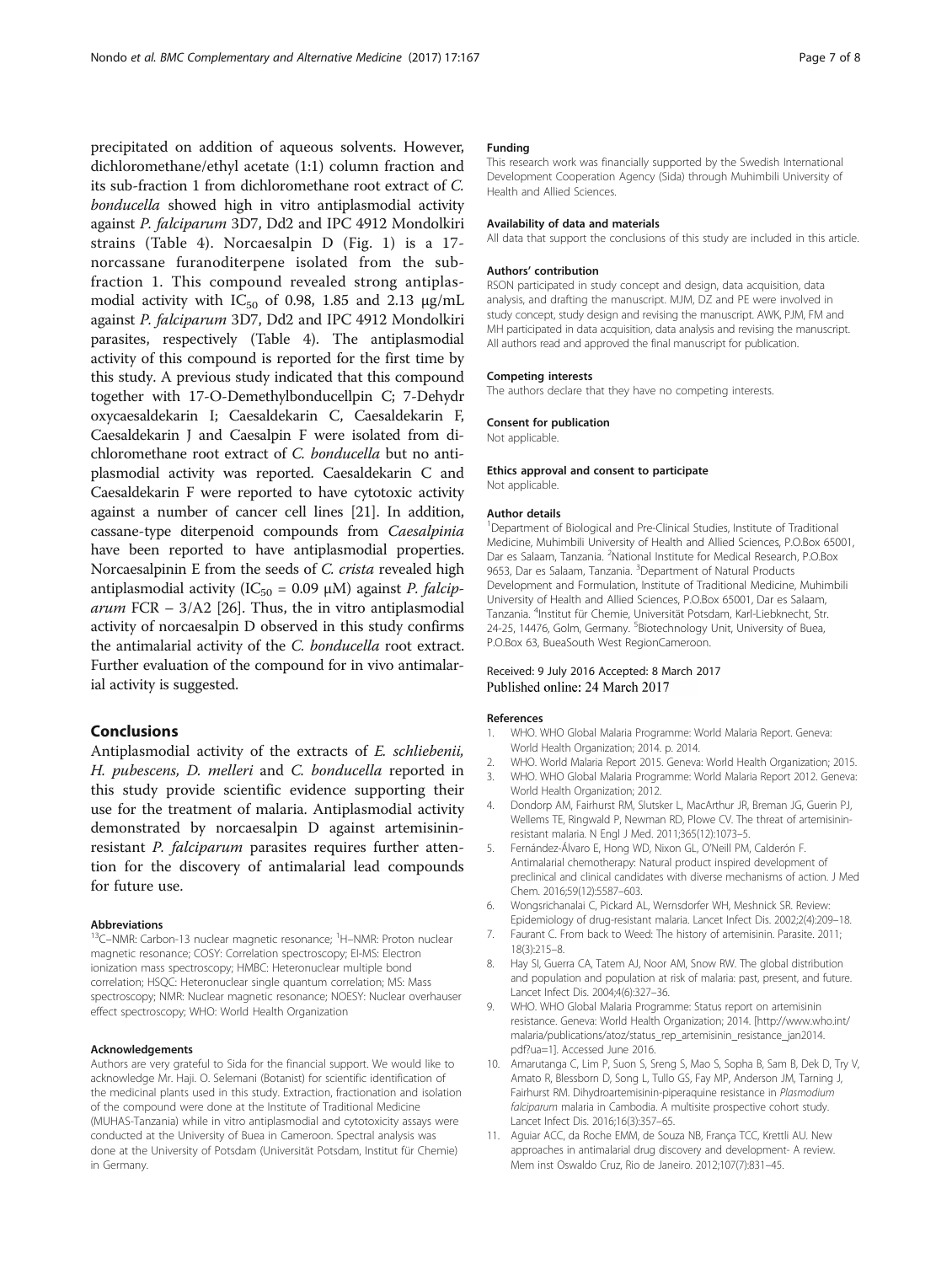precipitated on addition of aqueous solvents. However, dichloromethane/ethyl acetate (1:1) column fraction and its sub-fraction 1 from dichloromethane root extract of *C. bonducella* showed high in vitro antiplasmodial activity against *P. falciparum* 3D7, Dd2 and IPC 4912 Mondolkiri strains (Table 4). Norcaesalpin D (Fig. 1) is a 17-norcassane furanoditerpene isolated from the sub-fraction 1. This compound revealed strong antiplasmodial activity with $IC_{50}$ of 0.98, 1.85 and 2.13 μg/mL against *P. falciparum* 3D7, Dd2 and IPC 4912 Mondolkiri parasites, respectively (Table 4). The antiplasmodial activity of this compound is reported for the first time by this study. A previous study indicated that this compound together with 17-O-Demethylbonducellpin C; 7-Dehydr oxycaesaldekarin I; Caesaldekarin C, Caesaldekarin F, Caesaldekarin J and Caesalpin F were isolated from dichloromethane root extract of *C. bonducella* but no antiplasmodial activity was reported. Caesaldekarin C and Caesaldekarin F were reported to have cytotoxic activity against a number of cancer cell lines [21]. In addition, cassane-type diterpenoid compounds from *Caesalpinia* have been reported to have antiplasmodial properties. Norcaesalpinin E from the seeds of *C. crista* revealed high antiplasmodial activity ($IC_{50}$ = 0.09 μM) against *P. falciparum* FCR – 3/A2 [26]. Thus, the in vitro antiplasmodial activity of norcaesalpin D observed in this study confirms the antimalarial activity of the *C. bonducella* root extract. Further evaluation of the compound for in vivo antimalarial activity is suggested.

## Conclusions

Antiplasmodial activity of the extracts of *E. schliebenii, H. pubescens, D. melleri* and *C. bonducella* reported in this study provide scientific evidence supporting their use for the treatment of malaria. Antiplasmodial activity demonstrated by norcaesalpin D against artemisinin-resistant *P. falciparum* parasites requires further attention for the discovery of antimalarial lead compounds for future use.

#### Abbreviations

$^{13}$C–NMR: Carbon-13 nuclear magnetic resonance; $^{1}$H–NMR: Proton nuclear magnetic resonance; COSY: Correlation spectroscopy; EI-MS: Electron ionization mass spectroscopy; HMBC: Heteronuclear multiple bond correlation; HSQC: Heteronuclear single quantum correlation; MS: Mass spectroscopy; NMR: Nuclear magnetic resonance; NOESY: Nuclear overhauser effect spectroscopy; WHO: World Health Organization

#### Acknowledgements

Authors are very grateful to Sida for the financial support. We would like to acknowledge Mr. Haji. O. Selemani (Botanist) for scientific identification of the medicinal plants used in this study. Extraction, fractionation and isolation of the compound were done at the Institute of Traditional Medicine (MUHAS-Tanzania) while in vitro antiplasmodial and cytotoxicity assays were conducted at the University of Buea in Cameroon. Spectral analysis was done at the University of Potsdam (Universität Potsdam, Institut für Chemie) in Germany.

#### Funding

This research work was financially supported by the Swedish International Development Cooperation Agency (Sida) through Muhimbili University of Health and Allied Sciences.

#### Availability of data and materials

All data that support the conclusions of this study are included in this article.

#### Authors' contribution

RSON participated in study concept and design, data acquisition, data analysis, and drafting the manuscript. MJM, DZ and PE were involved in study concept, study design and revising the manuscript. AWK, PJM, FM and MH participated in data acquisition, data analysis and revising the manuscript. All authors read and approved the final manuscript for publication.

#### Competing interests

The authors declare that they have no competing interests.

#### Consent for publication

Not applicable.

#### Ethics approval and consent to participate

Not applicable.

#### Author details

[1]Department of Biological and Pre-Clinical Studies, Institute of Traditional Medicine, Muhimbili University of Health and Allied Sciences, P.O.Box 65001, Dar es Salaam, Tanzania. [2]National Institute for Medical Research, P.O.Box 9653, Dar es Salaam, Tanzania. [3]Department of Natural Products Development and Formulation, Institute of Traditional Medicine, Muhimbili University of Health and Allied Sciences, P.O.Box 65001, Dar es Salaam, Tanzania. [4]Institut für Chemie, Universität Potsdam, Karl-Liebknecht, Str. 24-25, 14476, Golm, Germany. [5]Biotechnology Unit, University of Buea, P.O.Box 63, BueaSouth West RegionCameroon.

Received: 9 July 2016 Accepted: 8 March 2017
Published online: 24 March 2017

#### References

1. WHO. WHO Global Malaria Programme: World Malaria Report. Geneva: World Health Organization; 2014. p. 2014.
2. WHO. World Malaria Report 2015. Geneva: World Health Organization; 2015.
3. WHO. WHO Global Malaria Programme: World Malaria Report 2012. Geneva: World Health Organization; 2012.
4. Dondorp AM, Fairhurst RM, Slutsker L, MacArthur JR, Breman JG, Guerin PJ, Wellems TE, Ringwald P, Newman RD, Plowe CV. The threat of artemisinin-resistant malaria. N Engl J Med. 2011;365(12):1073–5.
5. Fernández-Álvaro E, Hong WD, Nixon GL, O'Neill PM, Calderón F. Antimalarial chemotherapy: Natural product inspired development of preclinical and clinical candidates with diverse mechanisms of action. J Med Chem. 2016;59(12):5587–603.
6. Wongsrichanalai C, Pickard AL, Wernsdorfer WH, Meshnick SR. Review: Epidemiology of drug-resistant malaria. Lancet Infect Dis. 2002;2(4):209–18.
7. Faurant C. From back to Weed: The history of artemisinin. Parasite. 2011; 18(3):215–8.
8. Hay SI, Guerra CA, Tatem AJ, Noor AM, Snow RW. The global distribution and population and population at risk of malaria: past, present, and future. Lancet Infect Dis. 2004;4(6):327–36.
9. WHO. WHO Global Malaria Programme: Status report on artemisinin resistance. Geneva: World Health Organization; 2014. [http://www.who.int/malaria/publications/atoz/status_rep_artemisinin_resistance_jan2014.pdf?ua=1]. Accessed June 2016.
10. Amarutanga C, Lim P, Suon S, Sreng S, Mao S, Sopha B, Sam B, Dek D, Try V, Amato R, Blessborn D, Song L, Tullo GS, Fay MP, Anderson JM, Tarning J, Fairhurst RM. Dihydroartemisinin-piperaquine resistance in *Plasmodium falciparum* malaria in Cambodia. A multisite prospective cohort study. Lancet Infect Dis. 2016;16(3):357–65.
11. Aguiar ACC, da Roche EMM, de Souza NB, França TCC, Krettli AU. New approaches in antimalarial drug discovery and development- A review. Mem inst Oswaldo Cruz, Rio de Janeiro. 2012;107(7):831–45.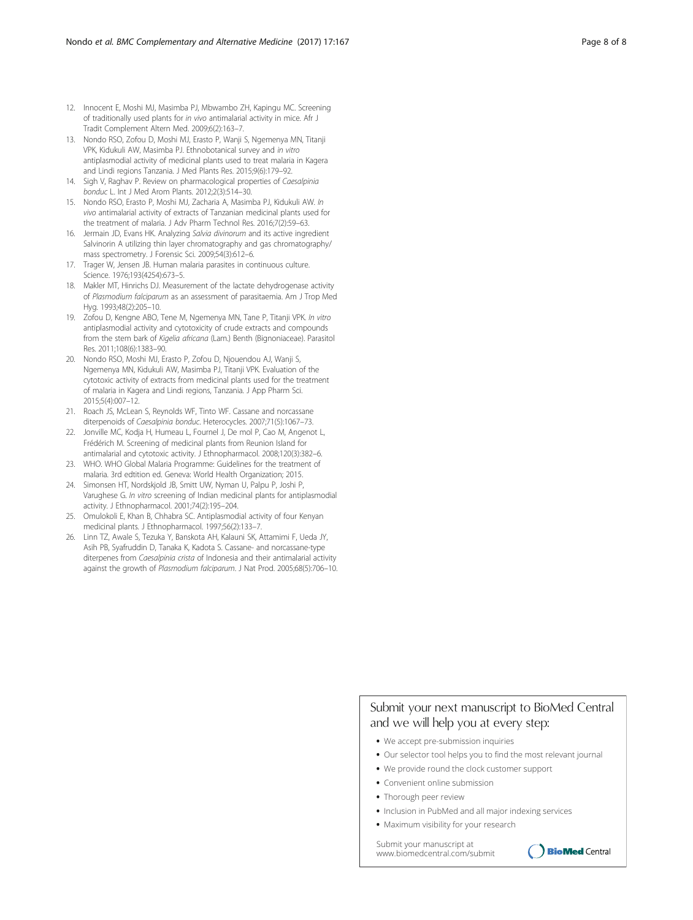12. Innocent E, Moshi MJ, Masimba PJ, Mbwambo ZH, Kapingu MC. Screening of traditionally used plants for *in vivo* antimalarial activity in mice. Afr J Tradit Complement Altern Med. 2009;6(2):163–7.
13. Nondo RSO, Zofou D, Moshi MJ, Erasto P, Wanji S, Ngemenya MN, Titanji VPK, Kidukuli AW, Masimba PJ. Ethnobotanical survey and *in vitro* antiplasmodial activity of medicinal plants used to treat malaria in Kagera and Lindi regions Tanzania. J Med Plants Res. 2015;9(6):179–92.
14. Sigh V, Raghav P. Review on pharmacological properties of *Caesalpinia bonduc* L. Int J Med Arom Plants. 2012;2(3):514–30.
15. Nondo RSO, Erasto P, Moshi MJ, Zacharia A, Masimba PJ, Kidukuli AW. *In vivo* antimalarial activity of extracts of Tanzanian medicinal plants used for the treatment of malaria. J Adv Pharm Technol Res. 2016;7(2):59–63.
16. Jermain JD, Evans HK. Analyzing *Salvia divinorum* and its active ingredient Salvinorin A utilizing thin layer chromatography and gas chromatography/mass spectrometry. J Forensic Sci. 2009;54(3):612–6.
17. Trager W, Jensen JB. Human malaria parasites in continuous culture. Science. 1976;193(4254):673–5.
18. Makler MT, Hinrichs DJ. Measurement of the lactate dehydrogenase activity of *Plasmodium falciparum* as an assessment of parasitaemia. Am J Trop Med Hyg. 1993;48(2):205–10.
19. Zofou D, Kengne ABO, Tene M, Ngemenya MN, Tane P, Titanji VPK. *In vitro* antiplasmodial activity and cytotoxicity of crude extracts and compounds from the stem bark of *Kigelia africana* (Lam.) Benth (Bignoniaceae). Parasitol Res. 2011;108(6):1383–90.
20. Nondo RSO, Moshi MJ, Erasto P, Zofou D, Njouendou AJ, Wanji S, Ngemenya MN, Kidukuli AW, Masimba PJ, Titanji VPK. Evaluation of the cytotoxic activity of extracts from medicinal plants used for the treatment of malaria in Kagera and Lindi regions, Tanzania. J App Pharm Sci. 2015;5(4):007–12.
21. Roach JS, McLean S, Reynolds WF, Tinto WF. Cassane and norcassane diterpenoids of *Caesalpinia bonduc*. Heterocycles. 2007;71(5):1067–73.
22. Jonville MC, Kodja H, Humeau L, Fournel J, De mol P, Cao M, Angenot L, Frédérich M. Screening of medicinal plants from Reunion Island for antimalarial and cytotoxic activity. J Ethnopharmacol. 2008;120(3):382–6.
23. WHO. WHO Global Malaria Programme: Guidelines for the treatment of malaria. 3rd edtition ed. Geneva: World Health Organization; 2015.
24. Simonsen HT, Nordskjold JB, Smitt UW, Nyman U, Palpu P, Joshi P, Varughese G. *In vitro* screening of Indian medicinal plants for antiplasmodial activity. J Ethnopharmacol. 2001;74(2):195–204.
25. Omulokoli E, Khan B, Chhabra SC. Antiplasmodial activity of four Kenyan medicinal plants. J Ethnopharmacol. 1997;56(2):133–7.
26. Linn TZ, Awale S, Tezuka Y, Banskota AH, Kalauni SK, Attamimi F, Ueda JY, Asih PB, Syafruddin D, Tanaka K, Kadota S. Cassane- and norcassane-type diterpenes from *Caesalpinia crista* of Indonesia and their antimalarial activity against the growth of *Plasmodium falciparum*. J Nat Prod. 2005;68(5):706–10.

Submit your next manuscript to BioMed Central and we will help you at every step:

- We accept pre-submission inquiries
- Our selector tool helps you to find the most relevant journal
- We provide round the clock customer support
- Convenient online submission
- Thorough peer review
- Inclusion in PubMed and all major indexing services
- Maximum visibility for your research

Submit your manuscript at
www.biomedcentral.com/submit

BioMed Central